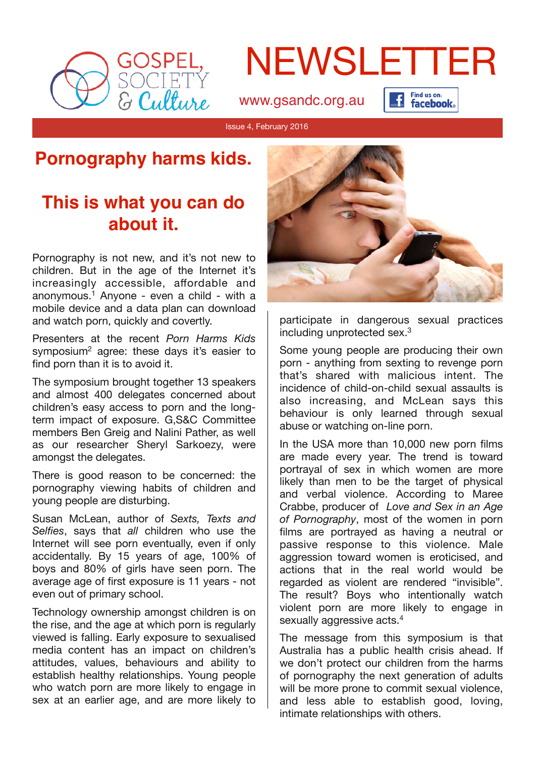# NEWSLETTER

www.gsandc.org.au

Issue 4, February 2016

## Pornography harms kids.

## This is what you can do about it.

Pornography is not new, and it's not new to children. But in the age of the Internet it's increasingly accessible, affordable and anonymous.[1] Anyone - even a child - with a mobile device and a data plan can download and watch porn, quickly and covertly.

Presenters at the recent *Porn Harms Kids* symposium[2] agree: these days it's easier to find porn than it is to avoid it.

The symposium brought together 13 speakers and almost 400 delegates concerned about children's easy access to porn and the long-term impact of exposure. G,S&C Committee members Ben Greig and Nalini Pather, as well as our researcher Sheryl Sarkoezy, were amongst the delegates.

There is good reason to be concerned: the pornography viewing habits of children and young people are disturbing.

Susan McLean, author of *Sexts, Texts and Selfies*, says that *all* children who use the Internet will see porn eventually, even if only accidentally. By 15 years of age, 100% of boys and 80% of girls have seen porn. The average age of first exposure is 11 years - not even out of primary school.

Technology ownership amongst children is on the rise, and the age at which porn is regularly viewed is falling. Early exposure to sexualised media content has an impact on children's attitudes, values, behaviours and ability to establish healthy relationships. Young people who watch porn are more likely to engage in sex at an earlier age, and are more likely to participate in dangerous sexual practices including unprotected sex.[3]

Some young people are producing their own porn - anything from sexting to revenge porn that's shared with malicious intent. The incidence of child-on-child sexual assaults is also increasing, and McLean says this behaviour is only learned through sexual abuse or watching on-line porn.

In the USA more than 10,000 new porn films are made every year. The trend is toward portrayal of sex in which women are more likely than men to be the target of physical and verbal violence. According to Maree Crabbe, producer of *Love and Sex in an Age of Pornography*, most of the women in porn films are portrayed as having a neutral or passive response to this violence. Male aggression toward women is eroticised, and actions that in the real world would be regarded as violent are rendered "invisible". The result? Boys who intentionally watch violent porn are more likely to engage in sexually aggressive acts.[4]

The message from this symposium is that Australia has a public health crisis ahead. If we don't protect our children from the harms of pornography the next generation of adults will be more prone to commit sexual violence, and less able to establish good, loving, intimate relationships with others.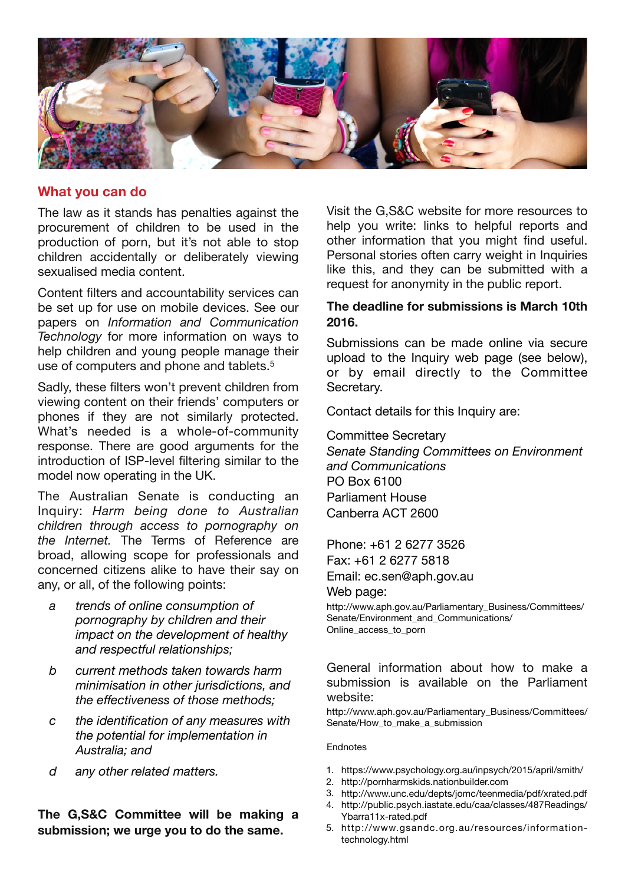## What you can do

The law as it stands has penalties against the procurement of children to be used in the production of porn, but it's not able to stop children accidentally or deliberately viewing sexualised media content.

Content filters and accountability services can be set up for use on mobile devices. See our papers on *Information and Communication Technology* for more information on ways to help children and young people manage their use of computers and phone and tablets.[5]

Sadly, these filters won't prevent children from viewing content on their friends' computers or phones if they are not similarly protected. What's needed is a whole-of-community response. There are good arguments for the introduction of ISP-level filtering similar to the model now operating in the UK.

The Australian Senate is conducting an Inquiry: *Harm being done to Australian children through access to pornography on the Internet.* The Terms of Reference are broad, allowing scope for professionals and concerned citizens alike to have their say on any, or all, of the following points:

*a* *trends of online consumption of pornography by children and their impact on the development of healthy and respectful relationships;*

*b* *current methods taken towards harm minimisation in other jurisdictions, and the effectiveness of those methods;*

*c* *the identification of any measures with the potential for implementation in Australia; and*

*d* *any other related matters.*

**The G,S&C Committee will be making a submission; we urge you to do the same.**

Visit the G,S&C website for more resources to help you write: links to helpful reports and other information that you might find useful. Personal stories often carry weight in Inquiries like this, and they can be submitted with a request for anonymity in the public report.

**The deadline for submissions is March 10th 2016.**

Submissions can be made online via secure upload to the Inquiry web page (see below), or by email directly to the Committee Secretary.

Contact details for this Inquiry are:

Committee Secretary
*Senate Standing Committees on Environment and Communications*
PO Box 6100
Parliament House
Canberra ACT 2600

Phone: +61 2 6277 3526
Fax: +61 2 6277 5818
Email: ec.sen@aph.gov.au
Web page:
http://www.aph.gov.au/Parliamentary_Business/Committees/Senate/Environment_and_Communications/Online_access_to_porn

General information about how to make a submission is available on the Parliament website:
http://www.aph.gov.au/Parliamentary_Business/Committees/Senate/How_to_make_a_submission

Endnotes

1. https://www.psychology.org.au/inpsych/2015/april/smith/
2. http://pornharmskids.nationbuilder.com
3. http://www.unc.edu/depts/jomc/teenmedia/pdf/xrated.pdf
4. http://public.psych.iastate.edu/caa/classes/487Readings/Ybarra11x-rated.pdf
5. http://www.gsandc.org.au/resources/information-technology.html